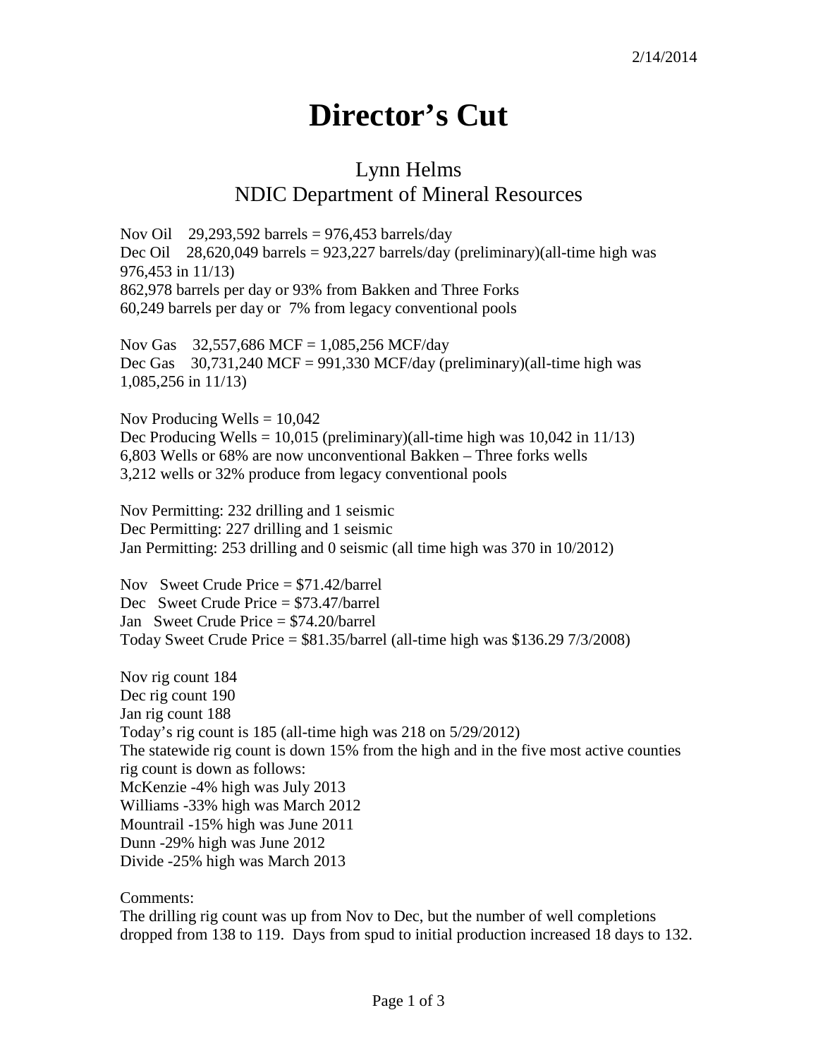2/14/2014

# Director's Cut

## Lynn Helms
## NDIC Department of Mineral Resources

Nov Oil 29,293,592 barrels = 976,453 barrels/day
Dec Oil 28,620,049 barrels = 923,227 barrels/day (preliminary)(all-time high was 976,453 in 11/13)
862,978 barrels per day or 93% from Bakken and Three Forks
60,249 barrels per day or 7% from legacy conventional pools

Nov Gas 32,557,686 MCF = 1,085,256 MCF/day
Dec Gas 30,731,240 MCF = 991,330 MCF/day (preliminary)(all-time high was 1,085,256 in 11/13)

Nov Producing Wells = 10,042
Dec Producing Wells = 10,015 (preliminary)(all-time high was 10,042 in 11/13)
6,803 Wells or 68% are now unconventional Bakken – Three forks wells
3,212 wells or 32% produce from legacy conventional pools

Nov Permitting: 232 drilling and 1 seismic
Dec Permitting: 227 drilling and 1 seismic
Jan Permitting: 253 drilling and 0 seismic (all time high was 370 in 10/2012)

Nov Sweet Crude Price = $71.42/barrel
Dec Sweet Crude Price = $73.47/barrel
Jan Sweet Crude Price = $74.20/barrel
Today Sweet Crude Price = $81.35/barrel (all-time high was $136.29 7/3/2008)

Nov rig count 184
Dec rig count 190
Jan rig count 188
Today's rig count is 185 (all-time high was 218 on 5/29/2012)
The statewide rig count is down 15% from the high and in the five most active counties rig count is down as follows:
McKenzie -4% high was July 2013
Williams -33% high was March 2012
Mountrail -15% high was June 2011
Dunn -29% high was June 2012
Divide -25% high was March 2013

Comments:
The drilling rig count was up from Nov to Dec, but the number of well completions dropped from 138 to 119. Days from spud to initial production increased 18 days to 132.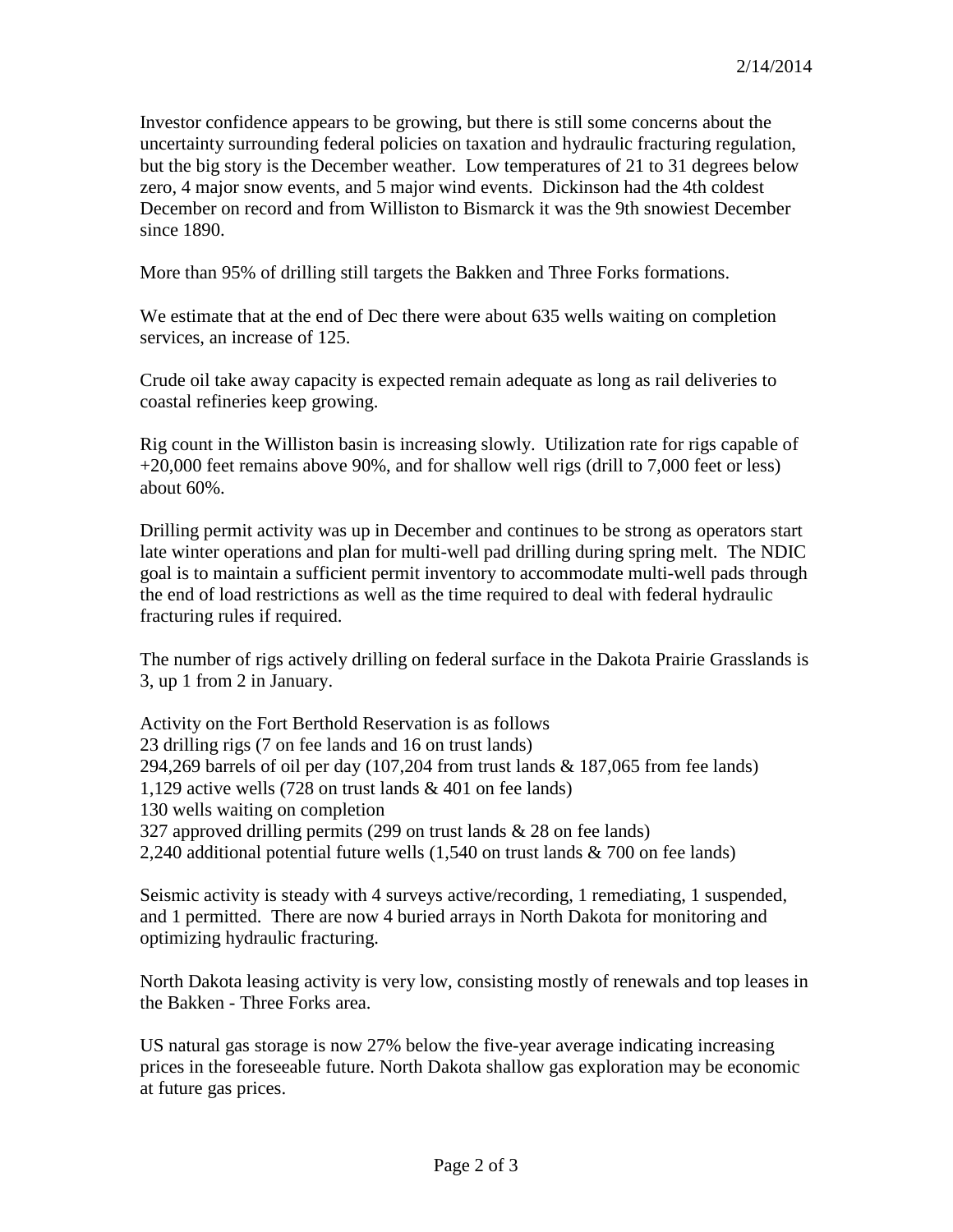2/14/2014

Investor confidence appears to be growing, but there is still some concerns about the uncertainty surrounding federal policies on taxation and hydraulic fracturing regulation, but the big story is the December weather. Low temperatures of 21 to 31 degrees below zero, 4 major snow events, and 5 major wind events. Dickinson had the 4th coldest December on record and from Williston to Bismarck it was the 9th snowiest December since 1890.

More than 95% of drilling still targets the Bakken and Three Forks formations.

We estimate that at the end of Dec there were about 635 wells waiting on completion services, an increase of 125.

Crude oil take away capacity is expected remain adequate as long as rail deliveries to coastal refineries keep growing.

Rig count in the Williston basin is increasing slowly. Utilization rate for rigs capable of +20,000 feet remains above 90%, and for shallow well rigs (drill to 7,000 feet or less) about 60%.

Drilling permit activity was up in December and continues to be strong as operators start late winter operations and plan for multi-well pad drilling during spring melt. The NDIC goal is to maintain a sufficient permit inventory to accommodate multi-well pads through the end of load restrictions as well as the time required to deal with federal hydraulic fracturing rules if required.

The number of rigs actively drilling on federal surface in the Dakota Prairie Grasslands is 3, up 1 from 2 in January.

Activity on the Fort Berthold Reservation is as follows
23 drilling rigs (7 on fee lands and 16 on trust lands)
294,269 barrels of oil per day (107,204 from trust lands & 187,065 from fee lands)
1,129 active wells (728 on trust lands & 401 on fee lands)
130 wells waiting on completion
327 approved drilling permits (299 on trust lands & 28 on fee lands)
2,240 additional potential future wells (1,540 on trust lands & 700 on fee lands)

Seismic activity is steady with 4 surveys active/recording, 1 remediating, 1 suspended, and 1 permitted. There are now 4 buried arrays in North Dakota for monitoring and optimizing hydraulic fracturing.

North Dakota leasing activity is very low, consisting mostly of renewals and top leases in the Bakken - Three Forks area.

US natural gas storage is now 27% below the five-year average indicating increasing prices in the foreseeable future. North Dakota shallow gas exploration may be economic at future gas prices.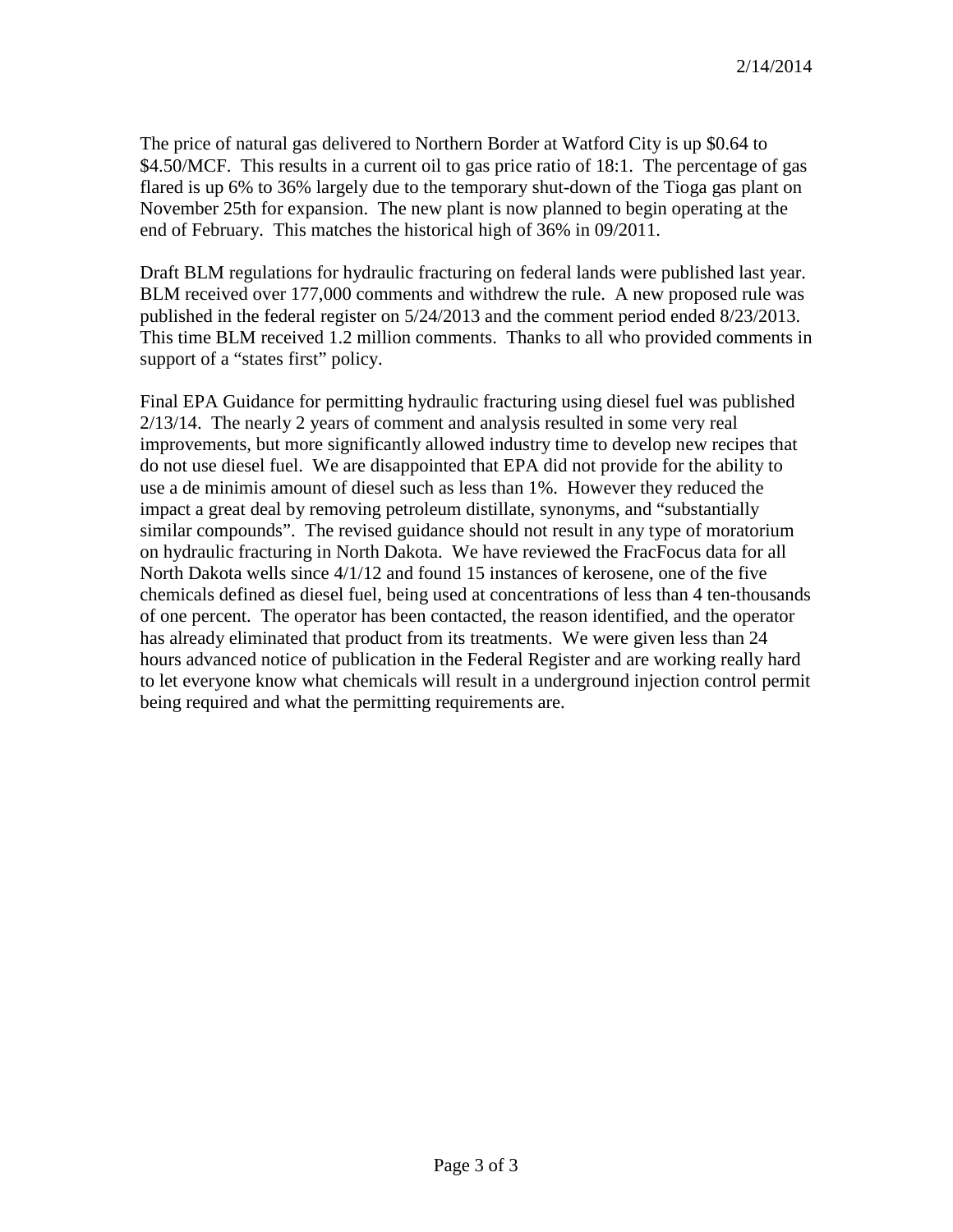The price of natural gas delivered to Northern Border at Watford City is up $0.64 to $4.50/MCF. This results in a current oil to gas price ratio of 18:1. The percentage of gas flared is up 6% to 36% largely due to the temporary shut-down of the Tioga gas plant on November 25th for expansion. The new plant is now planned to begin operating at the end of February. This matches the historical high of 36% in 09/2011.

Draft BLM regulations for hydraulic fracturing on federal lands were published last year. BLM received over 177,000 comments and withdrew the rule. A new proposed rule was published in the federal register on 5/24/2013 and the comment period ended 8/23/2013. This time BLM received 1.2 million comments. Thanks to all who provided comments in support of a "states first" policy.

Final EPA Guidance for permitting hydraulic fracturing using diesel fuel was published 2/13/14. The nearly 2 years of comment and analysis resulted in some very real improvements, but more significantly allowed industry time to develop new recipes that do not use diesel fuel. We are disappointed that EPA did not provide for the ability to use a de minimis amount of diesel such as less than 1%. However they reduced the impact a great deal by removing petroleum distillate, synonyms, and "substantially similar compounds". The revised guidance should not result in any type of moratorium on hydraulic fracturing in North Dakota. We have reviewed the FracFocus data for all North Dakota wells since 4/1/12 and found 15 instances of kerosene, one of the five chemicals defined as diesel fuel, being used at concentrations of less than 4 ten-thousands of one percent. The operator has been contacted, the reason identified, and the operator has already eliminated that product from its treatments. We were given less than 24 hours advanced notice of publication in the Federal Register and are working really hard to let everyone know what chemicals will result in a underground injection control permit being required and what the permitting requirements are.